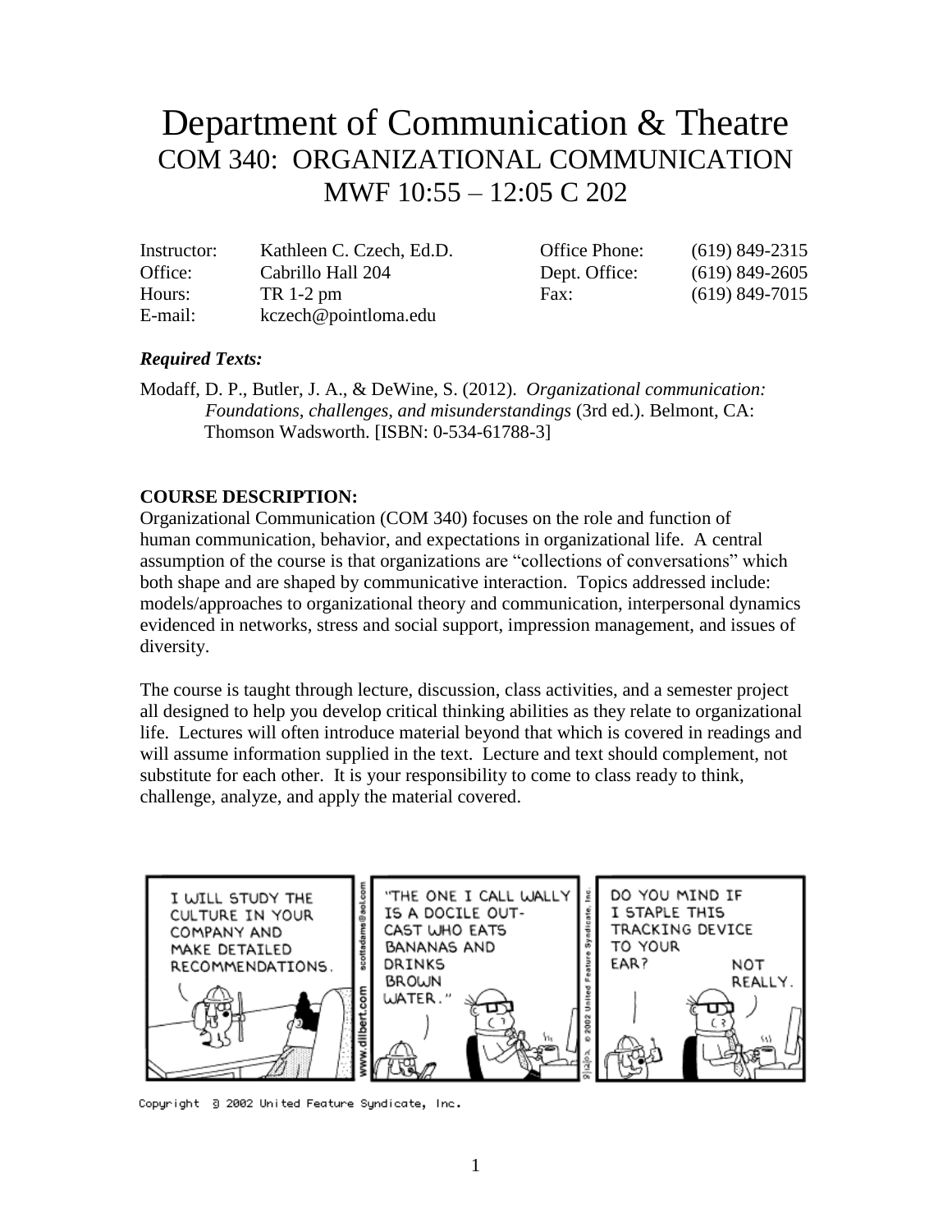# Department of Communication & Theatre

## COM 340: ORGANIZATIONAL COMMUNICATION

## MWF 10:55 – 12:05 C 202

| | | | |
|---|---|---|---|
| Instructor: | Kathleen C. Czech, Ed.D. | Office Phone: | (619) 849-2315 |
| Office: | Cabrillo Hall 204 | Dept. Office: | (619) 849-2605 |
| Hours: | TR 1-2 pm | Fax: | (619) 849-7015 |
| E-mail: | kczech@pointloma.edu | | |

***Required Texts:***

Modaff, D. P., Butler, J. A., & DeWine, S. (2012). *Organizational communication: Foundations, challenges, and misunderstandings* (3rd ed.). Belmont, CA: Thomson Wadsworth. [ISBN: 0-534-61788-3]

**COURSE DESCRIPTION:**

Organizational Communication (COM 340) focuses on the role and function of human communication, behavior, and expectations in organizational life. A central assumption of the course is that organizations are "collections of conversations" which both shape and are shaped by communicative interaction. Topics addressed include: models/approaches to organizational theory and communication, interpersonal dynamics evidenced in networks, stress and social support, impression management, and issues of diversity.

The course is taught through lecture, discussion, class activities, and a semester project all designed to help you develop critical thinking abilities as they relate to organizational life. Lectures will often introduce material beyond that which is covered in readings and will assume information supplied in the text. Lecture and text should complement, not substitute for each other. It is your responsibility to come to class ready to think, challenge, analyze, and apply the material covered.

Copyright © 2002 United Feature Syndicate, Inc.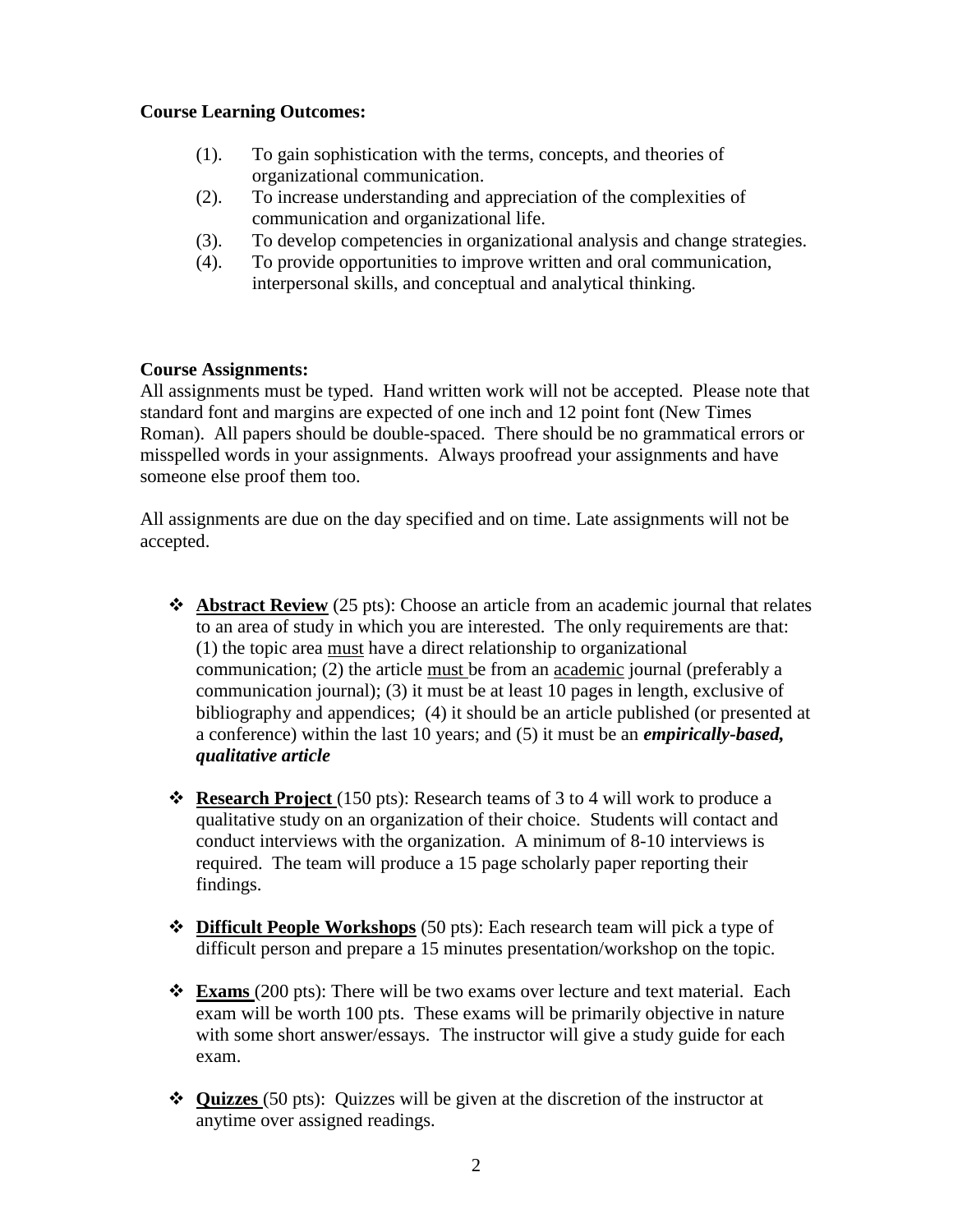**Course Learning Outcomes:**

(1). To gain sophistication with the terms, concepts, and theories of organizational communication.

(2). To increase understanding and appreciation of the complexities of communication and organizational life.

(3). To develop competencies in organizational analysis and change strategies.

(4). To provide opportunities to improve written and oral communication, interpersonal skills, and conceptual and analytical thinking.

**Course Assignments:**

All assignments must be typed. Hand written work will not be accepted. Please note that standard font and margins are expected of one inch and 12 point font (New Times Roman). All papers should be double-spaced. There should be no grammatical errors or misspelled words in your assignments. Always proofread your assignments and have someone else proof them too.

All assignments are due on the day specified and on time. Late assignments will not be accepted.

- **Abstract Review** (25 pts): Choose an article from an academic journal that relates to an area of study in which you are interested. The only requirements are that: (1) the topic area must have a direct relationship to organizational communication; (2) the article must be from an academic journal (preferably a communication journal); (3) it must be at least 10 pages in length, exclusive of bibliography and appendices; (4) it should be an article published (or presented at a conference) within the last 10 years; and (5) it must be an ***empirically-based, qualitative article***

- **Research Project** (150 pts): Research teams of 3 to 4 will work to produce a qualitative study on an organization of their choice. Students will contact and conduct interviews with the organization. A minimum of 8-10 interviews is required. The team will produce a 15 page scholarly paper reporting their findings.

- **Difficult People Workshops** (50 pts): Each research team will pick a type of difficult person and prepare a 15 minutes presentation/workshop on the topic.

- **Exams** (200 pts): There will be two exams over lecture and text material. Each exam will be worth 100 pts. These exams will be primarily objective in nature with some short answer/essays. The instructor will give a study guide for each exam.

- **Quizzes** (50 pts): Quizzes will be given at the discretion of the instructor at anytime over assigned readings.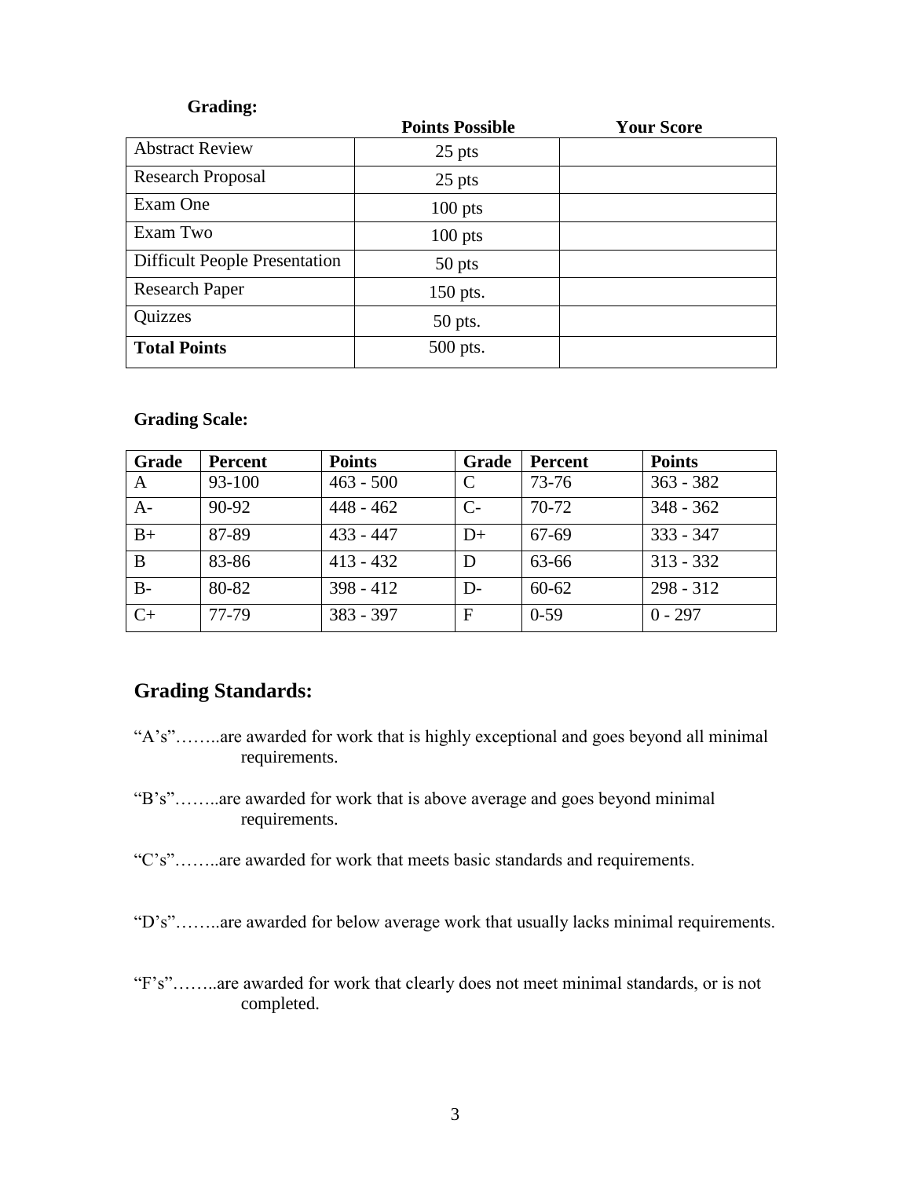**Grading:**

| | Points Possible | Your Score |
|---|---|---|
| Abstract Review | 25 pts | |
| Research Proposal | 25 pts | |
| Exam One | 100 pts | |
| Exam Two | 100 pts | |
| Difficult People Presentation | 50 pts | |
| Research Paper | 150 pts. | |
| Quizzes | 50 pts. | |
| **Total Points** | 500 pts. | |

**Grading Scale:**

| Grade | Percent | Points | Grade | Percent | Points |
|---|---|---|---|---|---|
| A | 93-100 | 463 - 500 | C | 73-76 | 363 - 382 |
| A- | 90-92 | 448 - 462 | C- | 70-72 | 348 - 362 |
| B+ | 87-89 | 433 - 447 | D+ | 67-69 | 333 - 347 |
| B | 83-86 | 413 - 432 | D | 63-66 | 313 - 332 |
| B- | 80-82 | 398 - 412 | D- | 60-62 | 298 - 312 |
| C+ | 77-79 | 383 - 397 | F | 0-59 | 0 - 297 |

## Grading Standards:

"A's"……..are awarded for work that is highly exceptional and goes beyond all minimal requirements.

"B's"……..are awarded for work that is above average and goes beyond minimal requirements.

"C's"……..are awarded for work that meets basic standards and requirements.

"D's"……..are awarded for below average work that usually lacks minimal requirements.

"F's"……..are awarded for work that clearly does not meet minimal standards, or is not completed.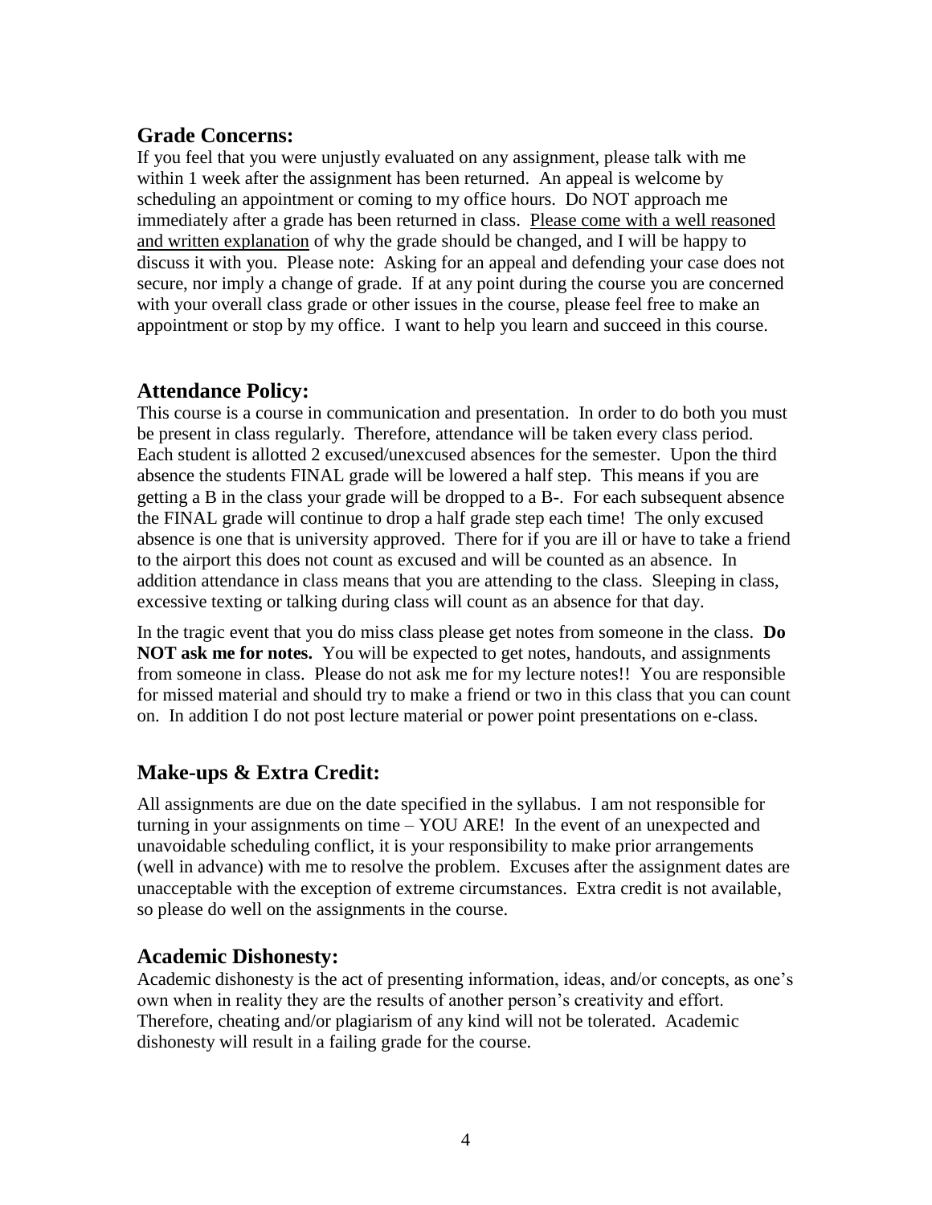## Grade Concerns:

If you feel that you were unjustly evaluated on any assignment, please talk with me within 1 week after the assignment has been returned. An appeal is welcome by scheduling an appointment or coming to my office hours. Do NOT approach me immediately after a grade has been returned in class. Please come with a well reasoned and written explanation of why the grade should be changed, and I will be happy to discuss it with you. Please note: Asking for an appeal and defending your case does not secure, nor imply a change of grade. If at any point during the course you are concerned with your overall class grade or other issues in the course, please feel free to make an appointment or stop by my office. I want to help you learn and succeed in this course.

## Attendance Policy:

This course is a course in communication and presentation. In order to do both you must be present in class regularly. Therefore, attendance will be taken every class period. Each student is allotted 2 excused/unexcused absences for the semester. Upon the third absence the students FINAL grade will be lowered a half step. This means if you are getting a B in the class your grade will be dropped to a B-. For each subsequent absence the FINAL grade will continue to drop a half grade step each time! The only excused absence is one that is university approved. There for if you are ill or have to take a friend to the airport this does not count as excused and will be counted as an absence. In addition attendance in class means that you are attending to the class. Sleeping in class, excessive texting or talking during class will count as an absence for that day.

In the tragic event that you do miss class please get notes from someone in the class. **Do NOT ask me for notes.** You will be expected to get notes, handouts, and assignments from someone in class. Please do not ask me for my lecture notes!! You are responsible for missed material and should try to make a friend or two in this class that you can count on. In addition I do not post lecture material or power point presentations on e-class.

## Make-ups & Extra Credit:

All assignments are due on the date specified in the syllabus. I am not responsible for turning in your assignments on time – YOU ARE! In the event of an unexpected and unavoidable scheduling conflict, it is your responsibility to make prior arrangements (well in advance) with me to resolve the problem. Excuses after the assignment dates are unacceptable with the exception of extreme circumstances. Extra credit is not available, so please do well on the assignments in the course.

## Academic Dishonesty:

Academic dishonesty is the act of presenting information, ideas, and/or concepts, as one's own when in reality they are the results of another person's creativity and effort. Therefore, cheating and/or plagiarism of any kind will not be tolerated. Academic dishonesty will result in a failing grade for the course.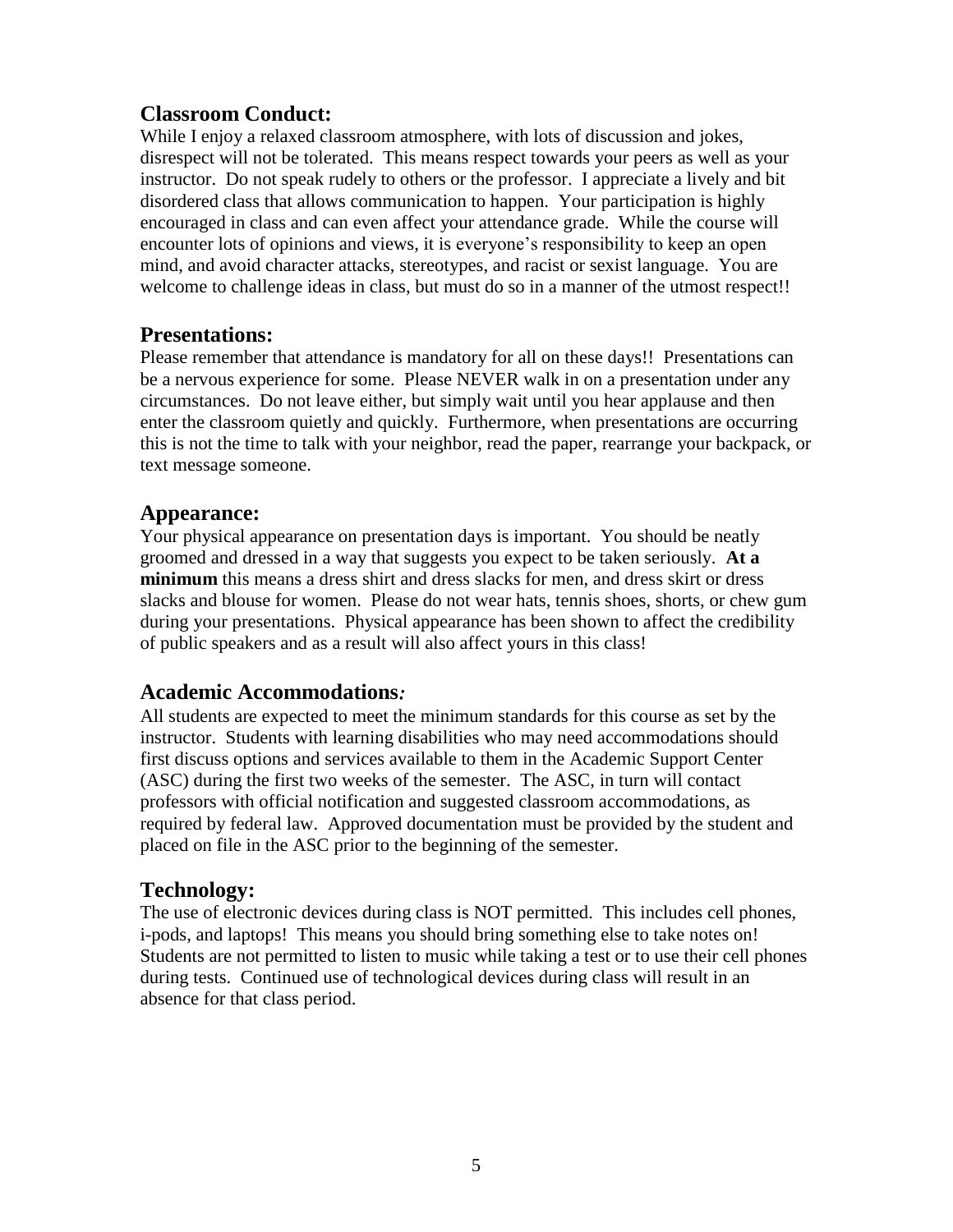## Classroom Conduct:

While I enjoy a relaxed classroom atmosphere, with lots of discussion and jokes, disrespect will not be tolerated. This means respect towards your peers as well as your instructor. Do not speak rudely to others or the professor. I appreciate a lively and bit disordered class that allows communication to happen. Your participation is highly encouraged in class and can even affect your attendance grade. While the course will encounter lots of opinions and views, it is everyone's responsibility to keep an open mind, and avoid character attacks, stereotypes, and racist or sexist language. You are welcome to challenge ideas in class, but must do so in a manner of the utmost respect!!

## Presentations:

Please remember that attendance is mandatory for all on these days!! Presentations can be a nervous experience for some. Please NEVER walk in on a presentation under any circumstances. Do not leave either, but simply wait until you hear applause and then enter the classroom quietly and quickly. Furthermore, when presentations are occurring this is not the time to talk with your neighbor, read the paper, rearrange your backpack, or text message someone.

## Appearance:

Your physical appearance on presentation days is important. You should be neatly groomed and dressed in a way that suggests you expect to be taken seriously. **At a minimum** this means a dress shirt and dress slacks for men, and dress skirt or dress slacks and blouse for women. Please do not wear hats, tennis shoes, shorts, or chew gum during your presentations. Physical appearance has been shown to affect the credibility of public speakers and as a result will also affect yours in this class!

## Academic Accommodations*:*

All students are expected to meet the minimum standards for this course as set by the instructor. Students with learning disabilities who may need accommodations should first discuss options and services available to them in the Academic Support Center (ASC) during the first two weeks of the semester. The ASC, in turn will contact professors with official notification and suggested classroom accommodations, as required by federal law. Approved documentation must be provided by the student and placed on file in the ASC prior to the beginning of the semester.

## Technology:

The use of electronic devices during class is NOT permitted. This includes cell phones, i-pods, and laptops! This means you should bring something else to take notes on! Students are not permitted to listen to music while taking a test or to use their cell phones during tests. Continued use of technological devices during class will result in an absence for that class period.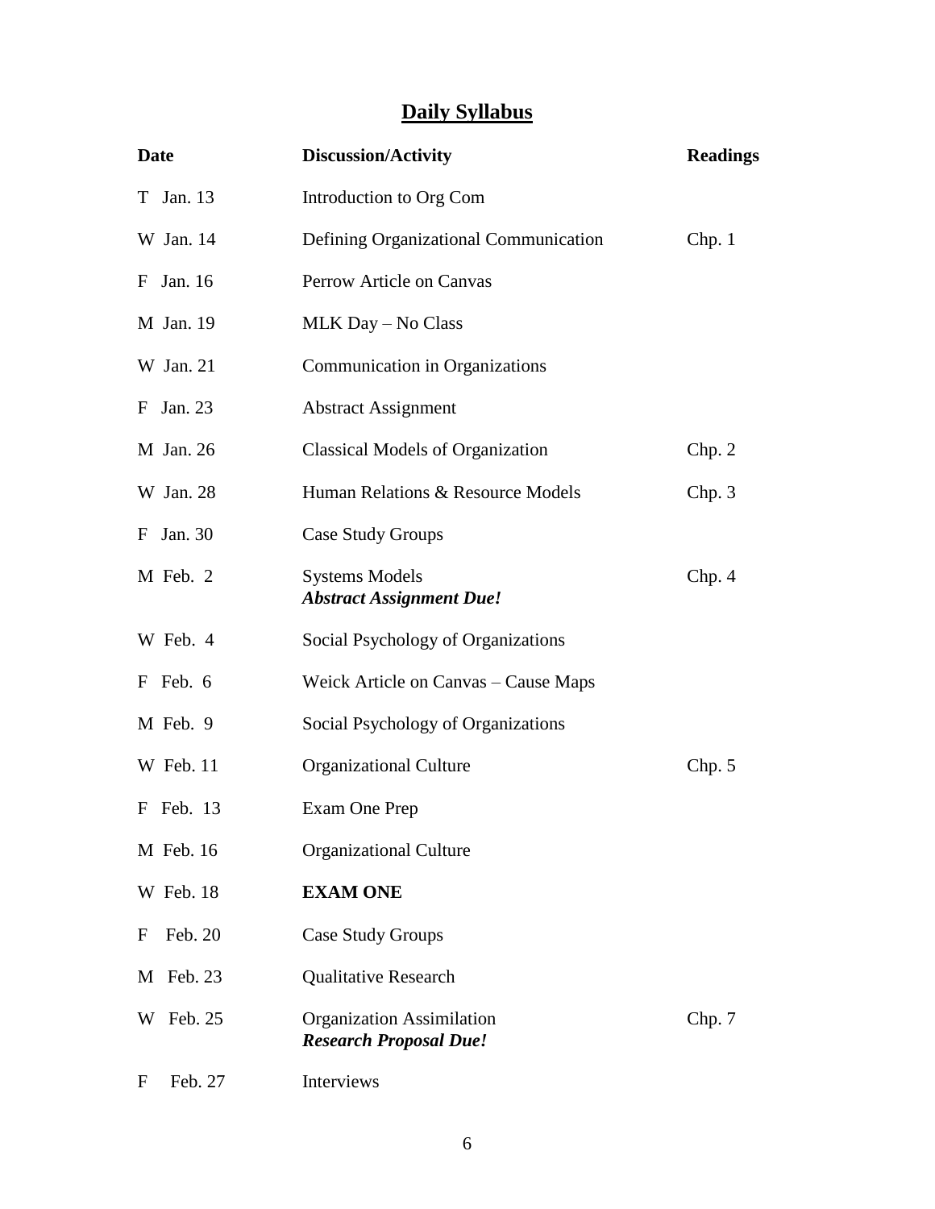## Daily Syllabus

| Date | Discussion/Activity | Readings |
|---|---|---|
| T Jan. 13 | Introduction to Org Com | |
| W Jan. 14 | Defining Organizational Communication | Chp. 1 |
| F Jan. 16 | Perrow Article on Canvas | |
| M Jan. 19 | MLK Day – No Class | |
| W Jan. 21 | Communication in Organizations | |
| F Jan. 23 | Abstract Assignment | |
| M Jan. 26 | Classical Models of Organization | Chp. 2 |
| W Jan. 28 | Human Relations & Resource Models | Chp. 3 |
| F Jan. 30 | Case Study Groups | |
| M Feb. 2 | Systems Models<br>***Abstract Assignment Due!*** | Chp. 4 |
| W Feb. 4 | Social Psychology of Organizations | |
| F Feb. 6 | Weick Article on Canvas – Cause Maps | |
| M Feb. 9 | Social Psychology of Organizations | |
| W Feb. 11 | Organizational Culture | Chp. 5 |
| F Feb. 13 | Exam One Prep | |
| M Feb. 16 | Organizational Culture | |
| W Feb. 18 | **EXAM ONE** | |
| F Feb. 20 | Case Study Groups | |
| M Feb. 23 | Qualitative Research | |
| W Feb. 25 | Organization Assimilation<br>***Research Proposal Due!*** | Chp. 7 |
| F Feb. 27 | Interviews | |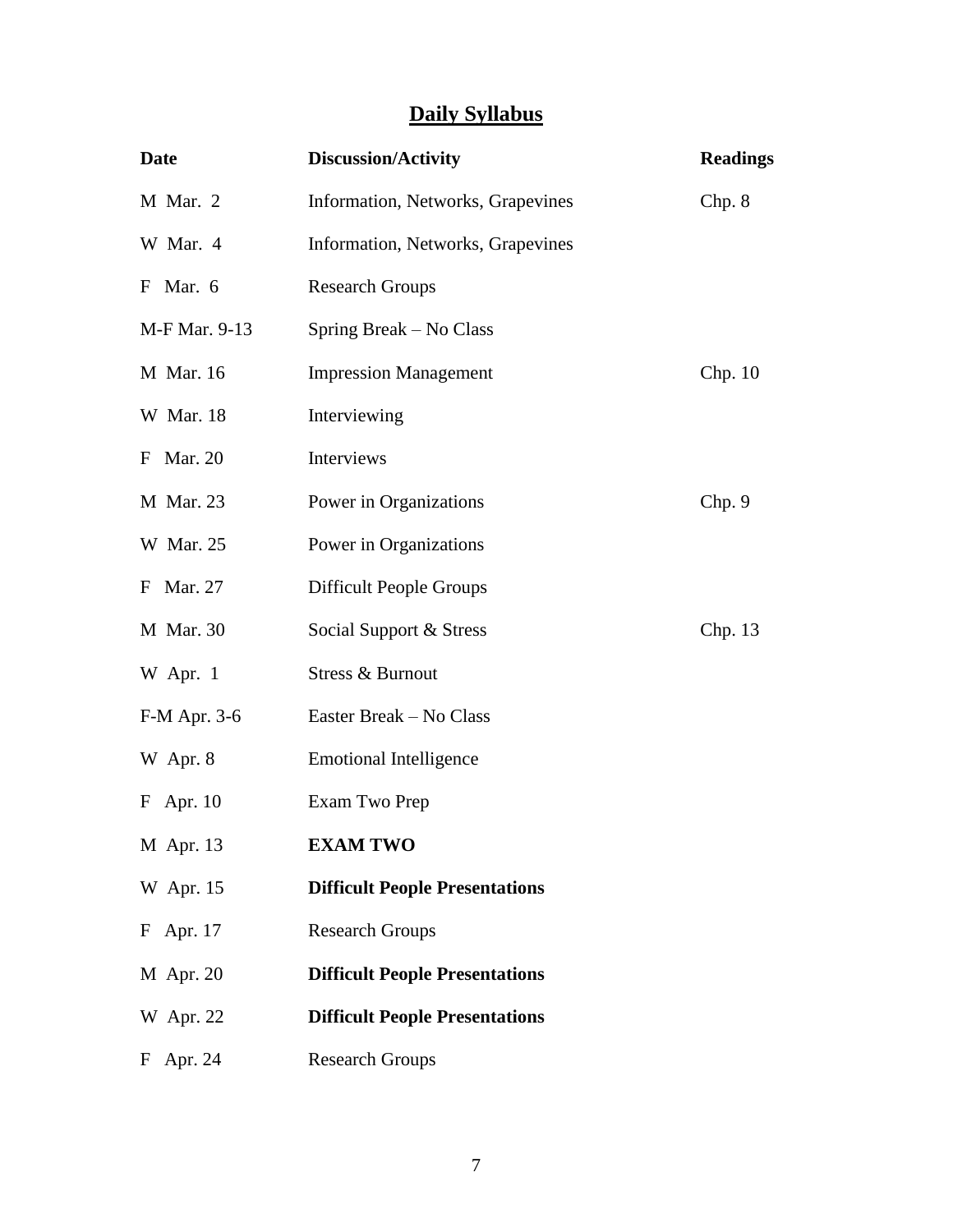# Daily Syllabus

| Date | Discussion/Activity | Readings |
|---|---|---|
| M Mar. 2 | Information, Networks, Grapevines | Chp. 8 |
| W Mar. 4 | Information, Networks, Grapevines | |
| F Mar. 6 | Research Groups | |
| M-F Mar. 9-13 | Spring Break – No Class | |
| M Mar. 16 | Impression Management | Chp. 10 |
| W Mar. 18 | Interviewing | |
| F Mar. 20 | Interviews | |
| M Mar. 23 | Power in Organizations | Chp. 9 |
| W Mar. 25 | Power in Organizations | |
| F Mar. 27 | Difficult People Groups | |
| M Mar. 30 | Social Support & Stress | Chp. 13 |
| W Apr. 1 | Stress & Burnout | |
| F-M Apr. 3-6 | Easter Break – No Class | |
| W Apr. 8 | Emotional Intelligence | |
| F Apr. 10 | Exam Two Prep | |
| M Apr. 13 | **EXAM TWO** | |
| W Apr. 15 | **Difficult People Presentations** | |
| F Apr. 17 | Research Groups | |
| M Apr. 20 | **Difficult People Presentations** | |
| W Apr. 22 | **Difficult People Presentations** | |
| F Apr. 24 | Research Groups | |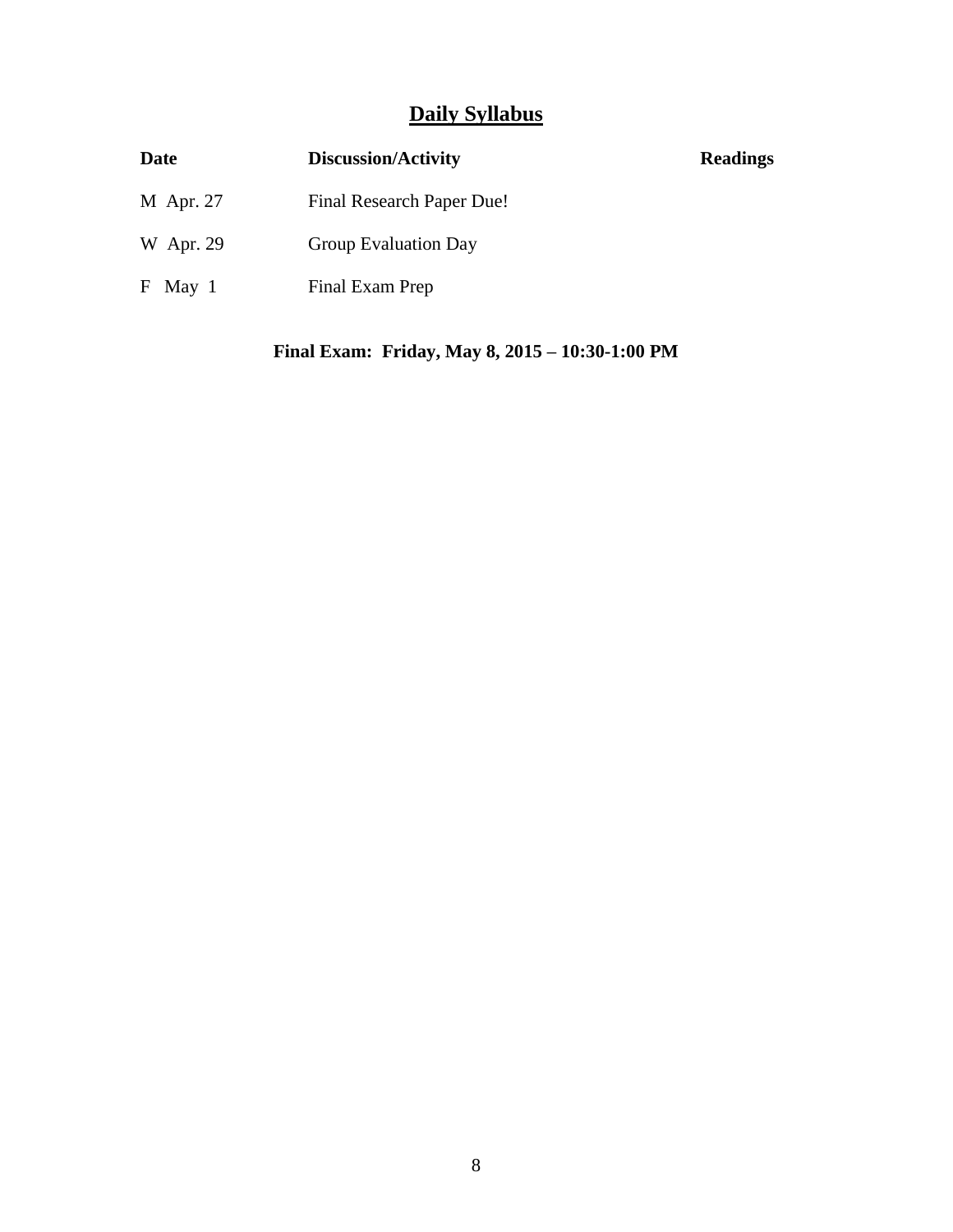## Daily Syllabus

| Date | Discussion/Activity | Readings |
|---|---|---|
| M Apr. 27 | Final Research Paper Due! | |
| W Apr. 29 | Group Evaluation Day | |
| F May 1 | Final Exam Prep | |

**Final Exam: Friday, May 8, 2015 – 10:30-1:00 PM**